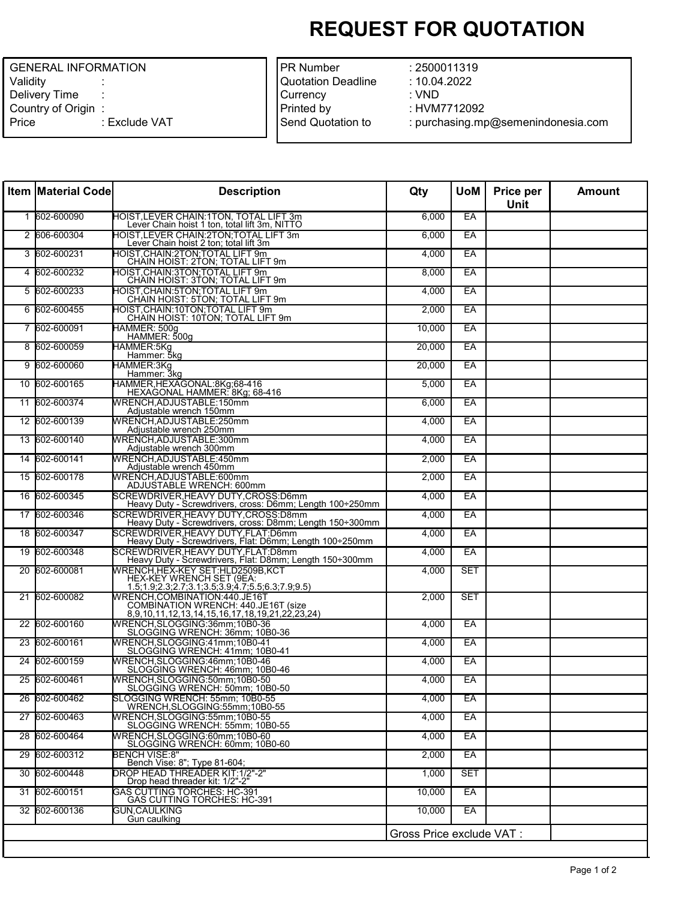# REQUEST FOR QUOTATION

| GENERAL INFORMATION | |
|---|---|
| Validity | : |
| Delivery Time | : |
| Country of Origin | : |
| Price | : Exclude VAT |

| | |
|---|---|
| PR Number | : 2500011319 |
| Quotation Deadline | : 10.04.2022 |
| Currency | : VND |
| Printed by | : HVM7712092 |
| Send Quotation to | : purchasing.mp@semenindonesia.com |

| Item | Material Code | Description | Qty | UoM | Price per Unit | Amount |
|---|---|---|---|---|---|---|
| 1 | 602-600090 | HOIST,LEVER CHAIN:1TON, TOTAL LIFT 3m<br>Lever Chain hoist 1 ton, total lift 3m, NITTO | 6,000 | EA | | |
| 2 | 606-600304 | HOIST,LEVER CHAIN:2TON;TOTAL LIFT 3m<br>Lever Chain hoist 2 ton; total lift 3m | 6,000 | EA | | |
| 3 | 602-600231 | HOIST,CHAIN:2TON;TOTAL LIFT 9m<br>CHAIN HOIST: 2TON; TOTAL LIFT 9m | 4,000 | EA | | |
| 4 | 602-600232 | HOIST,CHAIN:3TON;TOTAL LIFT 9m<br>CHAIN HOIST: 3TON; TOTAL LIFT 9m | 8,000 | EA | | |
| 5 | 602-600233 | HOIST,CHAIN:5TON;TOTAL LIFT 9m<br>CHAIN HOIST: 5TON; TOTAL LIFT 9m | 4,000 | EA | | |
| 6 | 602-600455 | HOIST,CHAIN:10TON;TOTAL LIFT 9m<br>CHAIN HOIST: 10TON; TOTAL LIFT 9m | 2,000 | EA | | |
| 7 | 602-600091 | HAMMER: 500g<br>HAMMER: 500g | 10,000 | EA | | |
| 8 | 602-600059 | HAMMER:5Kg<br>Hammer: 5kg | 20,000 | EA | | |
| 9 | 602-600060 | HAMMER:3Kg<br>Hammer: 3kg | 20,000 | EA | | |
| 10 | 602-600165 | HAMMER,HEXAGONAL:8Kg;68-416<br>HEXAGONAL HAMMER: 8Kg; 68-416 | 5,000 | EA | | |
| 11 | 602-600374 | WRENCH,ADJUSTABLE:150mm<br>Adjustable wrench 150mm | 6,000 | EA | | |
| 12 | 602-600139 | WRENCH,ADJUSTABLE:250mm<br>Adjustable wrench 250mm | 4,000 | EA | | |
| 13 | 602-600140 | WRENCH,ADJUSTABLE:300mm<br>Adjustable wrench 300mm | 4,000 | EA | | |
| 14 | 602-600141 | WRENCH,ADJUSTABLE:450mm<br>Adjustable wrench 450mm | 2,000 | EA | | |
| 15 | 602-600178 | WRENCH,ADJUSTABLE:600mm<br>ADJUSTABLE WRENCH: 600mm | 2,000 | EA | | |
| 16 | 602-600345 | SCREWDRIVER,HEAVY DUTY,CROSS:D6mm<br>Heavy Duty - Screwdrivers, cross: D6mm; Length 100÷250mm | 4,000 | EA | | |
| 17 | 602-600346 | SCREWDRIVER,HEAVY DUTY,CROSS:D8mm<br>Heavy Duty - Screwdrivers, cross: D8mm; Length 150÷300mm | 4,000 | EA | | |
| 18 | 602-600347 | SCREWDRIVER,HEAVY DUTY,FLAT:D6mm<br>Heavy Duty - Screwdrivers, Flat: D6mm; Length 100÷250mm | 4,000 | EA | | |
| 19 | 602-600348 | SCREWDRIVER,HEAVY DUTY,FLAT:D8mm<br>Heavy Duty - Screwdrivers, Flat: D8mm; Length 150÷300mm | 4,000 | EA | | |
| 20 | 602-600081 | WRENCH,HEX-KEY SET:HLD2509B,KCT<br>HEX-KEY WRENCH SET (9EA:<br>1.5;1.9;2.3;2.7;3.1;3.5;3.9;4.7;5.5;6.3;7.9;9.5) | 4,000 | SET | | |
| 21 | 602-600082 | WRENCH,COMBINATION:440.JE16T<br>COMBINATION WRENCH: 440.JE16T (size<br>8,9,10,11,12,13,14,15,16,17,18,19,21,22,23,24) | 2,000 | SET | | |
| 22 | 602-600160 | WRENCH,SLOGGING:36mm;10B0-36<br>SLOGGING WRENCH: 36mm; 10B0-36 | 4,000 | EA | | |
| 23 | 602-600161 | WRENCH,SLOGGING:41mm;10B0-41<br>SLOGGING WRENCH: 41mm; 10B0-41 | 4,000 | EA | | |
| 24 | 602-600159 | WRENCH,SLOGGING:46mm;10B0-46<br>SLOGGING WRENCH: 46mm; 10B0-46 | 4,000 | EA | | |
| 25 | 602-600461 | WRENCH,SLOGGING:50mm;10B0-50<br>SLOGGING WRENCH: 50mm; 10B0-50 | 4,000 | EA | | |
| 26 | 602-600462 | SLOGGING WRENCH: 55mm; 10B0-55<br>WRENCH,SLOGGING:55mm;10B0-55 | 4,000 | EA | | |
| 27 | 602-600463 | WRENCH,SLOGGING:55mm;10B0-55<br>SLOGGING WRENCH: 55mm; 10B0-55 | 4,000 | EA | | |
| 28 | 602-600464 | WRENCH,SLOGGING:60mm;10B0-60<br>SLOGGING WRENCH: 60mm; 10B0-60 | 4,000 | EA | | |
| 29 | 602-600312 | BENCH VISE:8"<br>Bench Vise: 8"; Type 81-604; | 2,000 | EA | | |
| 30 | 602-600448 | DROP HEAD THREADER KIT:1/2"-2"<br>Drop head threader kit: 1/2"-2" | 1,000 | SET | | |
| 31 | 602-600151 | GAS CUTTING TORCHES: HC-391<br>GAS CUTTING TORCHES: HC-391 | 10,000 | EA | | |
| 32 | 602-600136 | GUN,CAULKING<br>Gun caulking | 10,000 | EA | | |
| | | | Gross Price exclude VAT : | | | |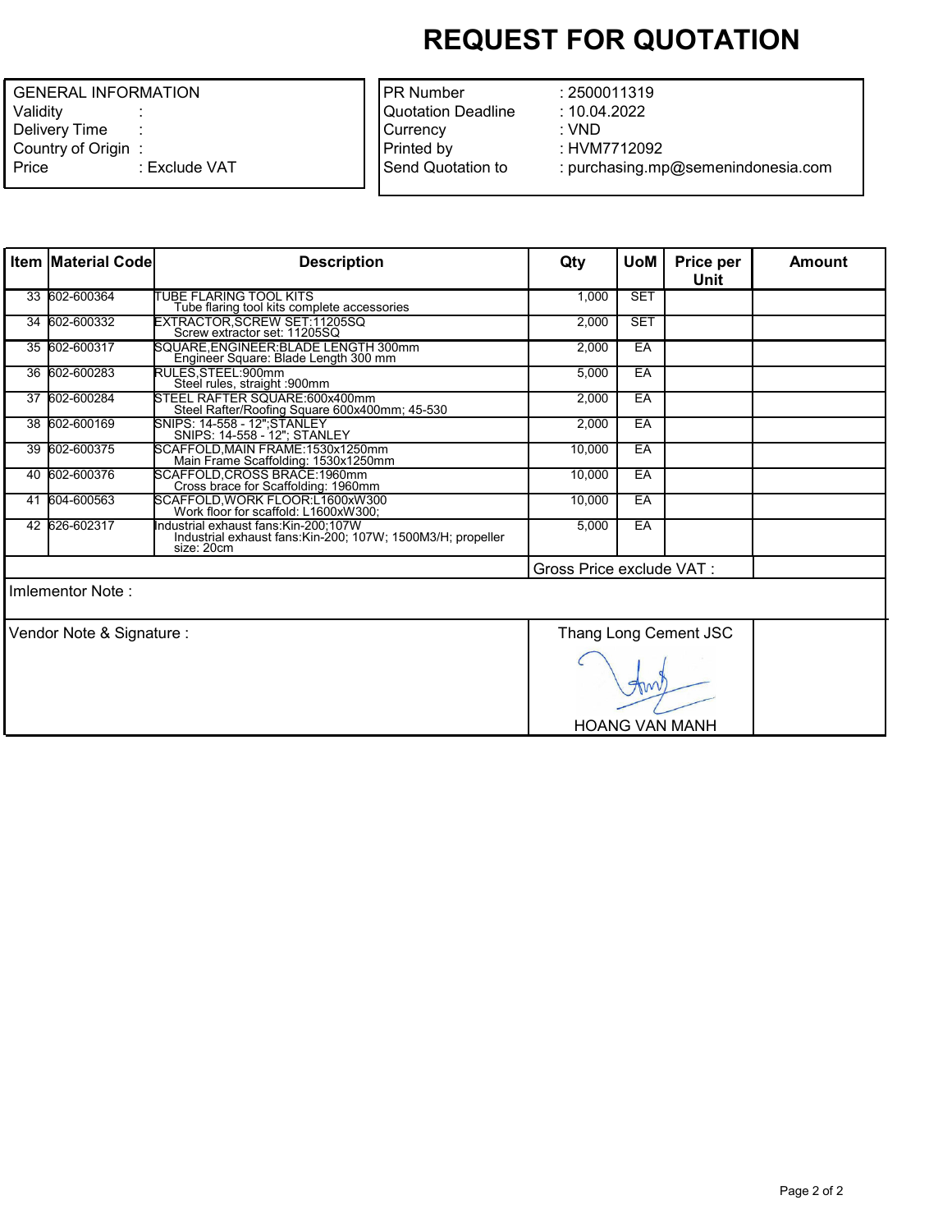# REQUEST FOR QUOTATION

| GENERAL INFORMATION | |
|---|---|
| Validity | : |
| Delivery Time | : |
| Country of Origin | : |
| Price | : Exclude VAT |

| | |
|---|---|
| PR Number | : 2500011319 |
| Quotation Deadline | : 10.04.2022 |
| Currency | : VND |
| Printed by | : HVM7712092 |
| Send Quotation to | : purchasing.mp@semenindonesia.com |

| Item | Material Code | Description | Qty | UoM | Price per Unit | Amount |
|---|---|---|---|---|---|---|
| 33 | 602-600364 | TUBE FLARING TOOL KITS<br>Tube flaring tool kits complete accessories | 1,000 | SET | | |
| 34 | 602-600332 | EXTRACTOR,SCREW SET:11205SQ<br>Screw extractor set: 11205SQ | 2,000 | SET | | |
| 35 | 602-600317 | SQUARE,ENGINEER:BLADE LENGTH 300mm<br>Engineer Square: Blade Length 300 mm | 2,000 | EA | | |
| 36 | 602-600283 | RULES,STEEL:900mm<br>Steel rules, straight :900mm | 5,000 | EA | | |
| 37 | 602-600284 | STEEL RAFTER SQUARE:600x400mm<br>Steel Rafter/Roofing Square 600x400mm; 45-530 | 2,000 | EA | | |
| 38 | 602-600169 | SNIPS: 14-558 - 12";STANLEY<br>SNIPS: 14-558 - 12"; STANLEY | 2,000 | EA | | |
| 39 | 602-600375 | SCAFFOLD,MAIN FRAME:1530x1250mm<br>Main Frame Scaffolding: 1530x1250mm | 10,000 | EA | | |
| 40 | 602-600376 | SCAFFOLD,CROSS BRACE:1960mm<br>Cross brace for Scaffolding: 1960mm | 10,000 | EA | | |
| 41 | 604-600563 | SCAFFOLD,WORK FLOOR:L1600xW300<br>Work floor for scaffold: L1600xW300; | 10,000 | EA | | |
| 42 | 626-602317 | Industrial exhaust fans:Kin-200;107W<br>Industrial exhaust fans:Kin-200; 107W; 1500M3/H; propeller size: 20cm | 5,000 | EA | | |
| | | | Gross Price exclude VAT : | | | |

Imlementor Note :

| Vendor Note & Signature : | Thang Long Cement JSC<br>HOANG VAN MANH | |
|---|---|---|